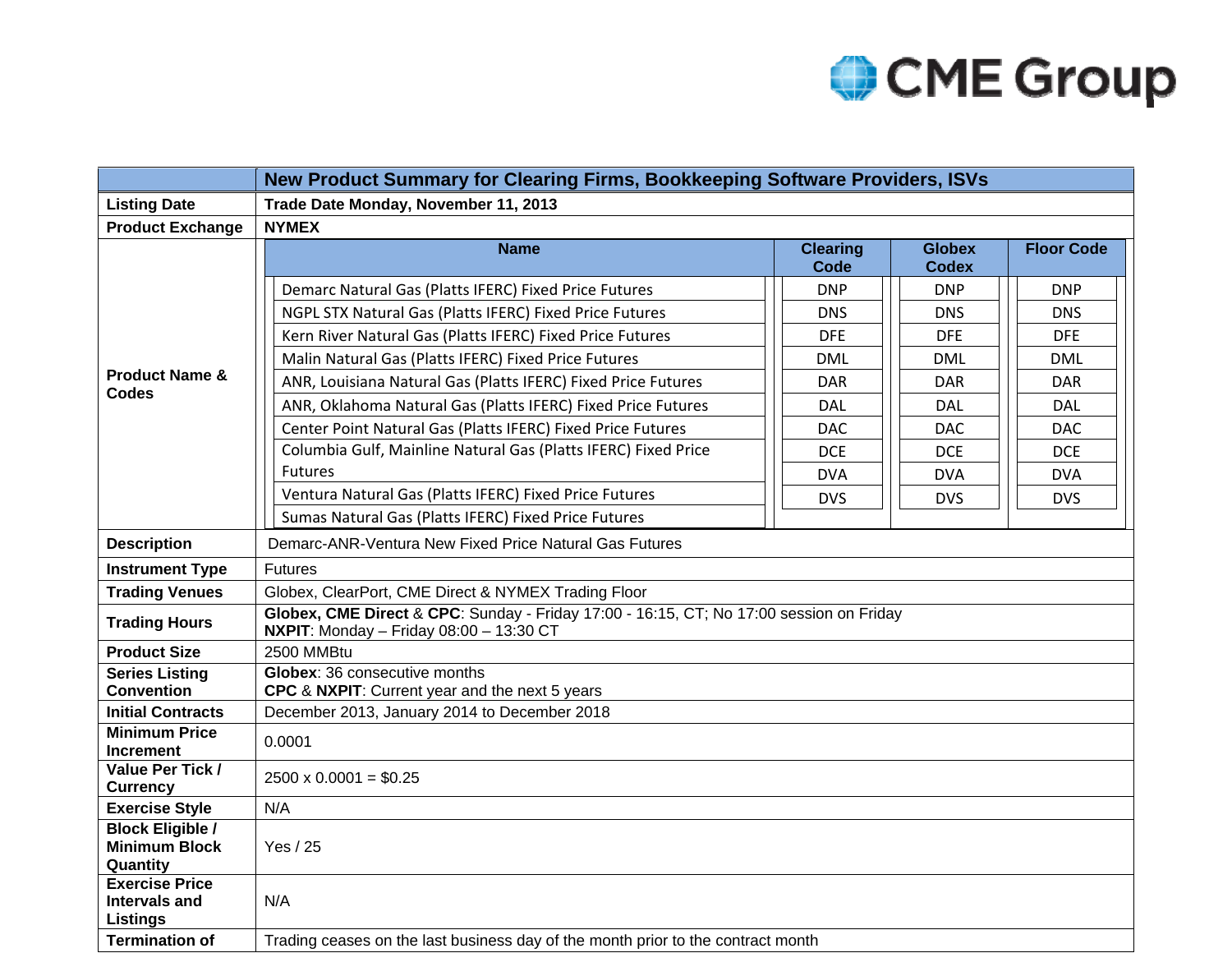| | New Product Summary for Clearing Firms, Bookkeeping Software Providers, ISVs |
|---|---|
| **Listing Date** | **Trade Date Monday, November 11, 2013** |
| **Product Exchange** | **NYMEX** |

**Product Name & Codes**

| Name | Clearing Code | Globex Codex | Floor Code |
|---|---|---|---|
| Demarc Natural Gas (Platts IFERC) Fixed Price Futures | DNP | DNP | DNP |
| NGPL STX Natural Gas (Platts IFERC) Fixed Price Futures | DNS | DNS | DNS |
| Kern River Natural Gas (Platts IFERC) Fixed Price Futures | DFE | DFE | DFE |
| Malin Natural Gas (Platts IFERC) Fixed Price Futures | DML | DML | DML |
| ANR, Louisiana Natural Gas (Platts IFERC) Fixed Price Futures | DAR | DAR | DAR |
| ANR, Oklahoma Natural Gas (Platts IFERC) Fixed Price Futures | DAL | DAL | DAL |
| Center Point Natural Gas (Platts IFERC) Fixed Price Futures | DAC | DAC | DAC |
| Columbia Gulf, Mainline Natural Gas (Platts IFERC) Fixed Price Futures | DCE | DCE | DCE |
| Ventura Natural Gas (Platts IFERC) Fixed Price Futures | DVA | DVA | DVA |
| Sumas Natural Gas (Platts IFERC) Fixed Price Futures | DVS | DVS | DVS |

| | |
|---|---|
| **Description** | Demarc-ANR-Ventura New Fixed Price Natural Gas Futures |
| **Instrument Type** | Futures |
| **Trading Venues** | Globex, ClearPort, CME Direct & NYMEX Trading Floor |
| **Trading Hours** | **Globex, CME Direct** & **CPC**: Sunday - Friday 17:00 - 16:15, CT; No 17:00 session on Friday<br>**NXPIT**: Monday – Friday 08:00 – 13:30 CT |
| **Product Size** | 2500 MMBtu |
| **Series Listing Convention** | **Globex**: 36 consecutive months<br>**CPC** & **NXPIT**: Current year and the next 5 years |
| **Initial Contracts** | December 2013, January 2014 to December 2018 |
| **Minimum Price Increment** | 0.0001 |
| **Value Per Tick / Currency** | 2500 x 0.0001 = $0.25 |
| **Exercise Style** | N/A |
| **Block Eligible / Minimum Block Quantity** | Yes / 25 |
| **Exercise Price Intervals and Listings** | N/A |
| **Termination of** | Trading ceases on the last business day of the month prior to the contract month |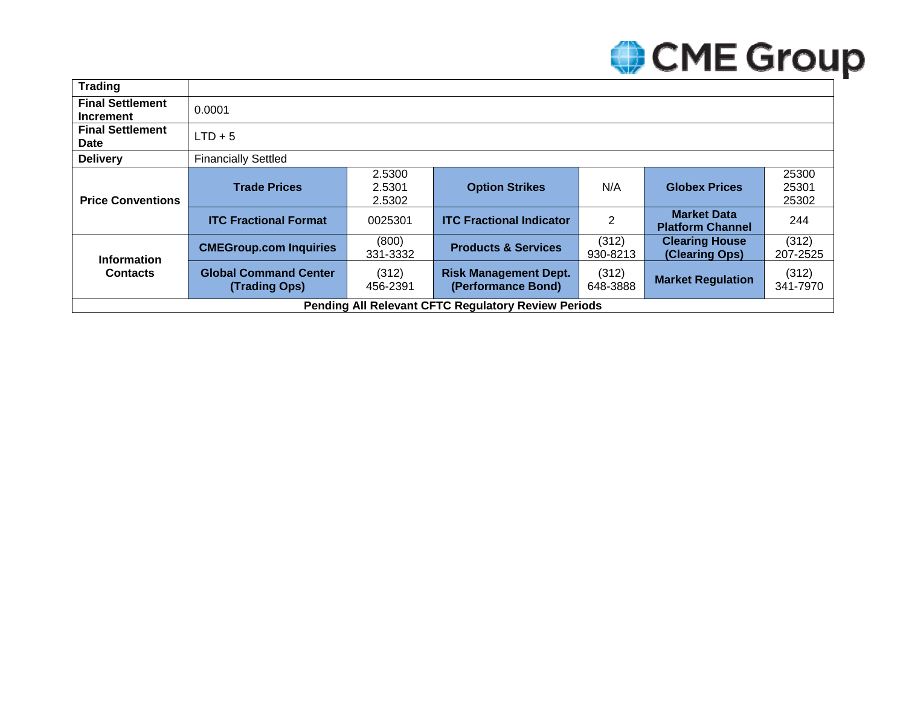| | | | | | | |
|---|---|---|---|---|---|---|
| **Trading** | | | | | | |
| **Final Settlement Increment** | 0.0001 | | | | | |
| **Final Settlement Date** | LTD + 5 | | | | | |
| **Delivery** | Financially Settled | | | | | |
| **Price Conventions** | **Trade Prices** | 2.5300<br>2.5301<br>2.5302 | **Option Strikes** | N/A | **Globex Prices** | 25300<br>25301<br>25302 |
| | **ITC Fractional Format** | 0025301 | **ITC Fractional Indicator** | 2 | **Market Data Platform Channel** | 244 |
| **Information Contacts** | **CMEGroup.com Inquiries** | (800) 331-3332 | **Products & Services** | (312) 930-8213 | **Clearing House (Clearing Ops)** | (312) 207-2525 |
| | **Global Command Center (Trading Ops)** | (312) 456-2391 | **Risk Management Dept. (Performance Bond)** | (312) 648-3888 | **Market Regulation** | (312) 341-7970 |
| **Pending All Relevant CFTC Regulatory Review Periods** | | | | | | |